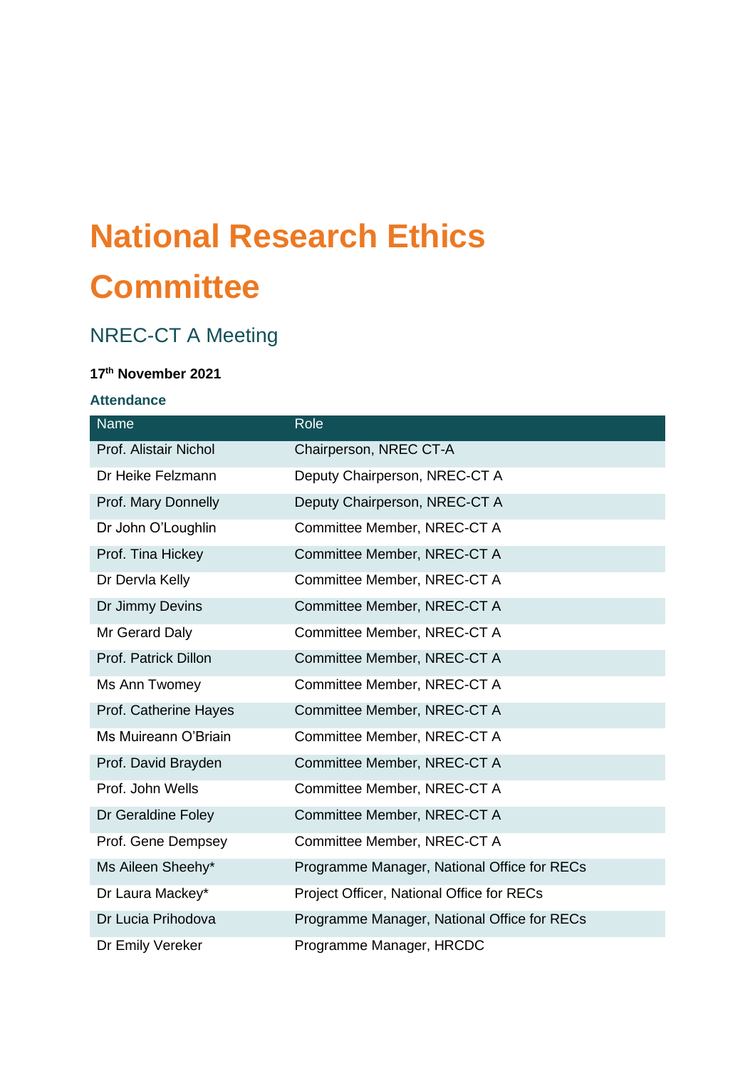# National Research Ethics Committee

## NREC-CT A Meeting

**17th November 2021**

### Attendance

| Name | Role |
|---|---|
| Prof. Alistair Nichol | Chairperson, NREC CT-A |
| Dr Heike Felzmann | Deputy Chairperson, NREC-CT A |
| Prof. Mary Donnelly | Deputy Chairperson, NREC-CT A |
| Dr John O'Loughlin | Committee Member, NREC-CT A |
| Prof. Tina Hickey | Committee Member, NREC-CT A |
| Dr Dervla Kelly | Committee Member, NREC-CT A |
| Dr Jimmy Devins | Committee Member, NREC-CT A |
| Mr Gerard Daly | Committee Member, NREC-CT A |
| Prof. Patrick Dillon | Committee Member, NREC-CT A |
| Ms Ann Twomey | Committee Member, NREC-CT A |
| Prof. Catherine Hayes | Committee Member, NREC-CT A |
| Ms Muireann O'Briain | Committee Member, NREC-CT A |
| Prof. David Brayden | Committee Member, NREC-CT A |
| Prof. John Wells | Committee Member, NREC-CT A |
| Dr Geraldine Foley | Committee Member, NREC-CT A |
| Prof. Gene Dempsey | Committee Member, NREC-CT A |
| Ms Aileen Sheehy* | Programme Manager, National Office for RECs |
| Dr Laura Mackey* | Project Officer, National Office for RECs |
| Dr Lucia Prihodova | Programme Manager, National Office for RECs |
| Dr Emily Vereker | Programme Manager, HRCDC |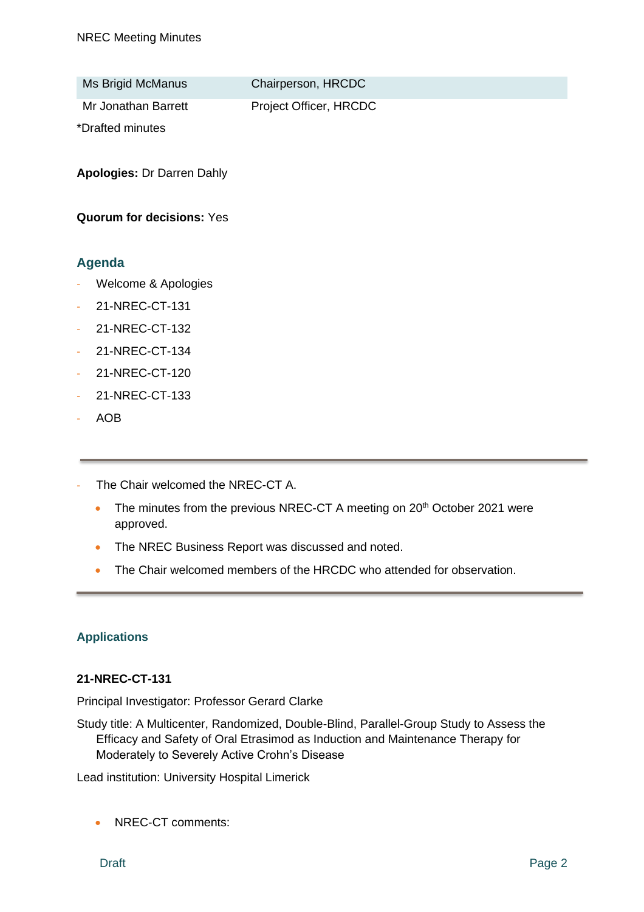| | |
|---|---|
| Ms Brigid McManus | Chairperson, HRCDC |
| Mr Jonathan Barrett | Project Officer, HRCDC |

*Drafted minutes

**Apologies:** Dr Darren Dahly

**Quorum for decisions:** Yes

## Agenda

- Welcome & Apologies
- 21-NREC-CT-131
- 21-NREC-CT-132
- 21-NREC-CT-134
- 21-NREC-CT-120
- 21-NREC-CT-133
- AOB

---

- The Chair welcomed the NREC-CT A.
    - The minutes from the previous NREC-CT A meeting on 20th October 2021 were approved.
    - The NREC Business Report was discussed and noted.
    - The Chair welcomed members of the HRCDC who attended for observation.

---

## Applications

### 21-NREC-CT-131

Principal Investigator: Professor Gerard Clarke

Study title: A Multicenter, Randomized, Double-Blind, Parallel-Group Study to Assess the Efficacy and Safety of Oral Etrasimod as Induction and Maintenance Therapy for Moderately to Severely Active Crohn's Disease

Lead institution: University Hospital Limerick

- NREC-CT comments: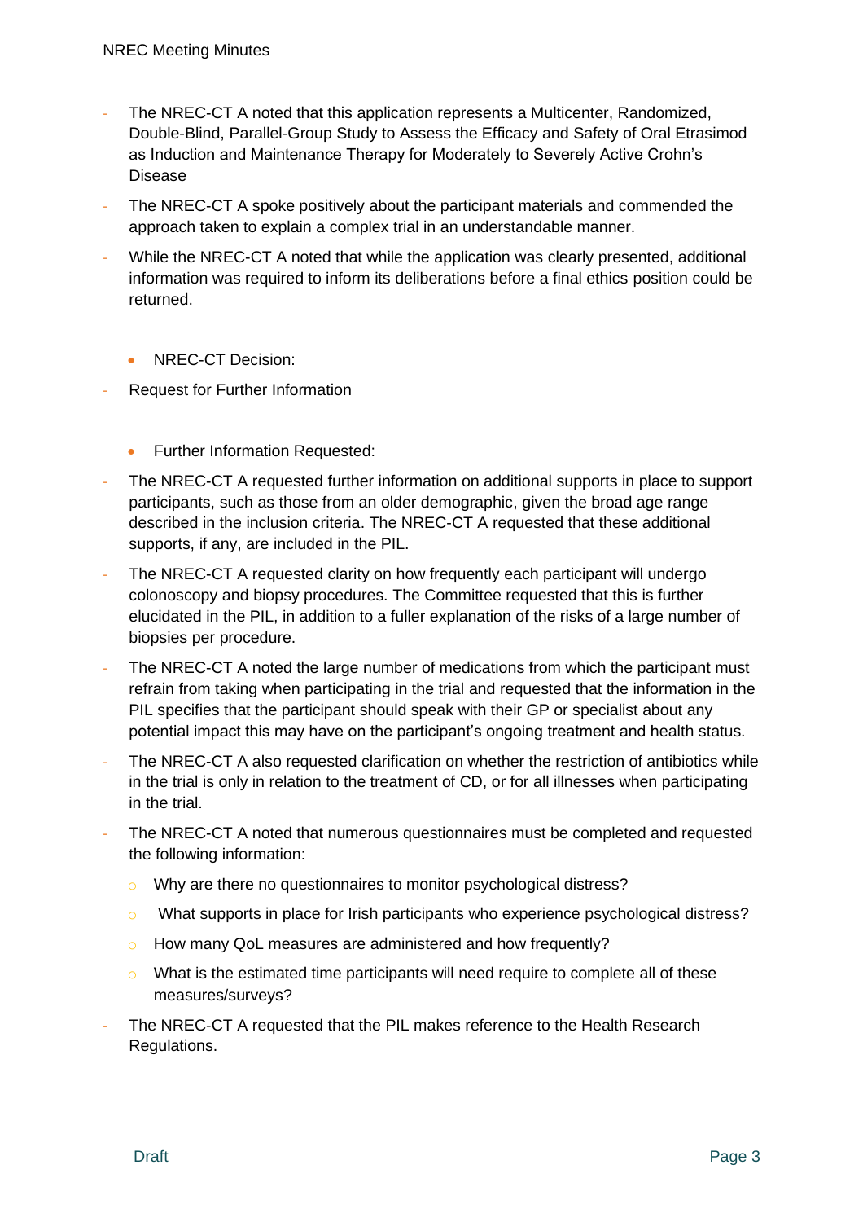- The NREC-CT A noted that this application represents a Multicenter, Randomized, Double-Blind, Parallel-Group Study to Assess the Efficacy and Safety of Oral Etrasimod as Induction and Maintenance Therapy for Moderately to Severely Active Crohn's Disease
- The NREC-CT A spoke positively about the participant materials and commended the approach taken to explain a complex trial in an understandable manner.
- While the NREC-CT A noted that while the application was clearly presented, additional information was required to inform its deliberations before a final ethics position could be returned.

  - NREC-CT Decision:

- Request for Further Information

  - Further Information Requested:

- The NREC-CT A requested further information on additional supports in place to support participants, such as those from an older demographic, given the broad age range described in the inclusion criteria. The NREC-CT A requested that these additional supports, if any, are included in the PIL.
- The NREC-CT A requested clarity on how frequently each participant will undergo colonoscopy and biopsy procedures. The Committee requested that this is further elucidated in the PIL, in addition to a fuller explanation of the risks of a large number of biopsies per procedure.
- The NREC-CT A noted the large number of medications from which the participant must refrain from taking when participating in the trial and requested that the information in the PIL specifies that the participant should speak with their GP or specialist about any potential impact this may have on the participant's ongoing treatment and health status.
- The NREC-CT A also requested clarification on whether the restriction of antibiotics while in the trial is only in relation to the treatment of CD, or for all illnesses when participating in the trial.
- The NREC-CT A noted that numerous questionnaires must be completed and requested the following information:
  - Why are there no questionnaires to monitor psychological distress?
  - What supports in place for Irish participants who experience psychological distress?
  - How many QoL measures are administered and how frequently?
  - What is the estimated time participants will need require to complete all of these measures/surveys?
- The NREC-CT A requested that the PIL makes reference to the Health Research Regulations.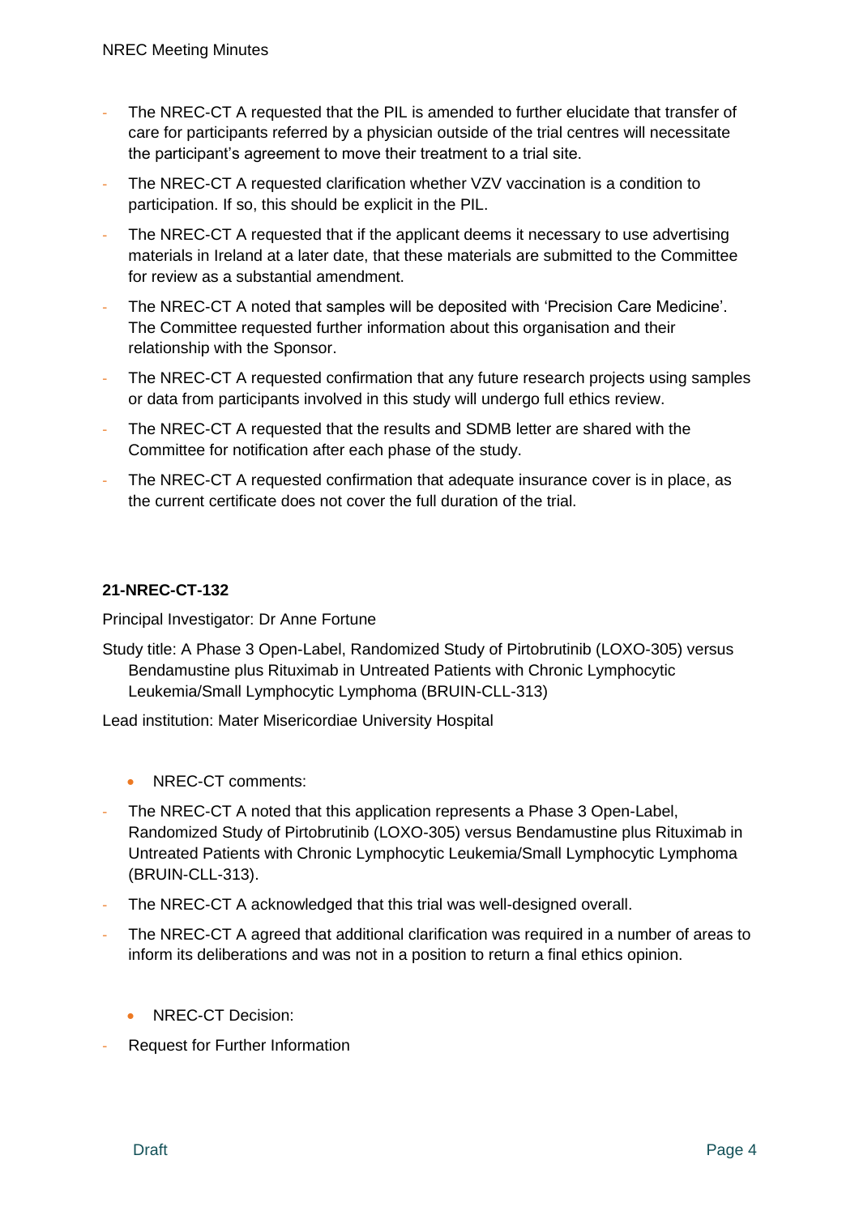- The NREC-CT A requested that the PIL is amended to further elucidate that transfer of care for participants referred by a physician outside of the trial centres will necessitate the participant's agreement to move their treatment to a trial site.
- The NREC-CT A requested clarification whether VZV vaccination is a condition to participation. If so, this should be explicit in the PIL.
- The NREC-CT A requested that if the applicant deems it necessary to use advertising materials in Ireland at a later date, that these materials are submitted to the Committee for review as a substantial amendment.
- The NREC-CT A noted that samples will be deposited with 'Precision Care Medicine'. The Committee requested further information about this organisation and their relationship with the Sponsor.
- The NREC-CT A requested confirmation that any future research projects using samples or data from participants involved in this study will undergo full ethics review.
- The NREC-CT A requested that the results and SDMB letter are shared with the Committee for notification after each phase of the study.
- The NREC-CT A requested confirmation that adequate insurance cover is in place, as the current certificate does not cover the full duration of the trial.

**21-NREC-CT-132**

Principal Investigator: Dr Anne Fortune

Study title: A Phase 3 Open-Label, Randomized Study of Pirtobrutinib (LOXO-305) versus Bendamustine plus Rituximab in Untreated Patients with Chronic Lymphocytic Leukemia/Small Lymphocytic Lymphoma (BRUIN-CLL-313)

Lead institution: Mater Misericordiae University Hospital

- NREC-CT comments:

- The NREC-CT A noted that this application represents a Phase 3 Open-Label, Randomized Study of Pirtobrutinib (LOXO-305) versus Bendamustine plus Rituximab in Untreated Patients with Chronic Lymphocytic Leukemia/Small Lymphocytic Lymphoma (BRUIN-CLL-313).
- The NREC-CT A acknowledged that this trial was well-designed overall.
- The NREC-CT A agreed that additional clarification was required in a number of areas to inform its deliberations and was not in a position to return a final ethics opinion.

- NREC-CT Decision:

- Request for Further Information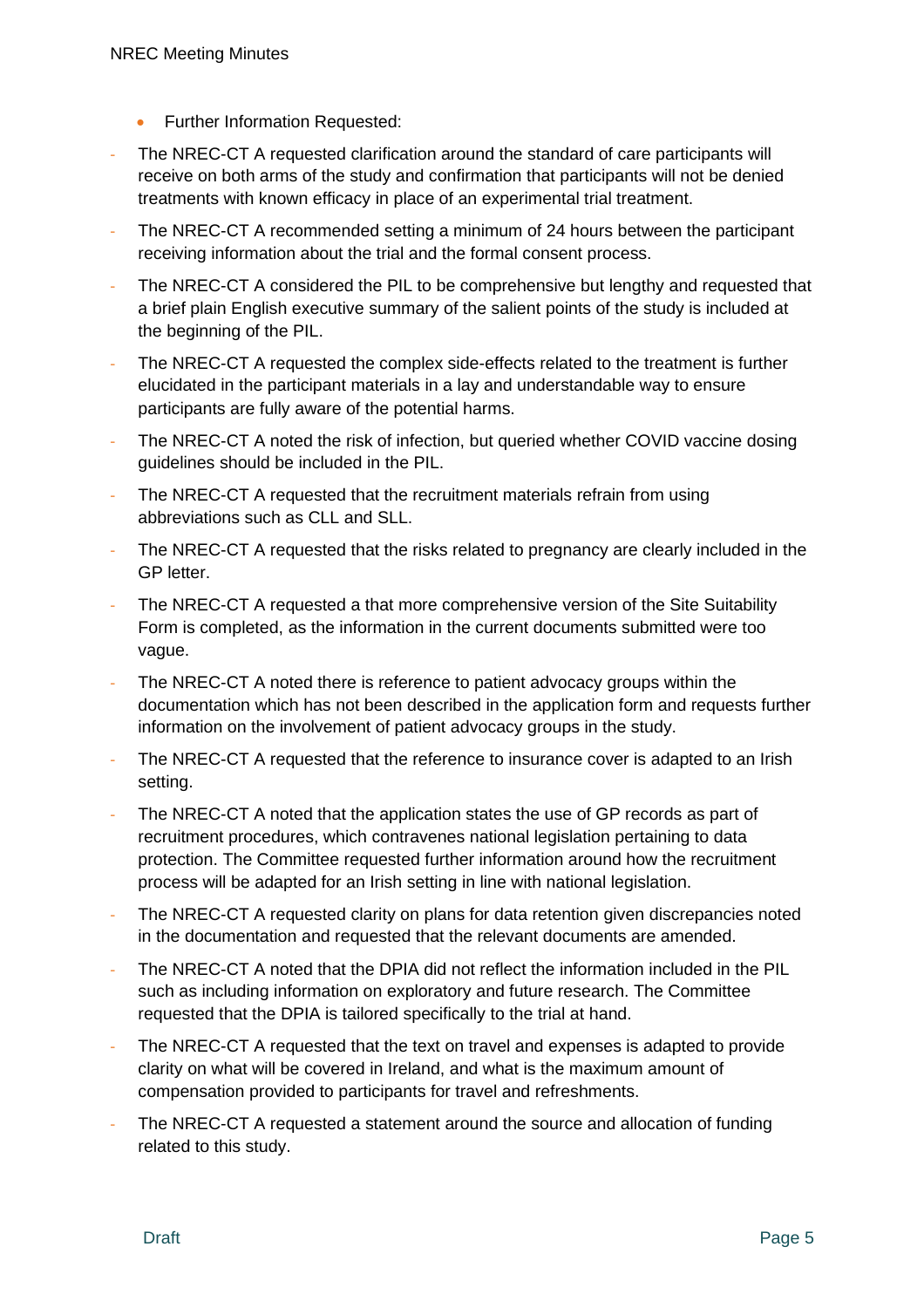- Further Information Requested:

- The NREC-CT A requested clarification around the standard of care participants will receive on both arms of the study and confirmation that participants will not be denied treatments with known efficacy in place of an experimental trial treatment.
- The NREC-CT A recommended setting a minimum of 24 hours between the participant receiving information about the trial and the formal consent process.
- The NREC-CT A considered the PIL to be comprehensive but lengthy and requested that a brief plain English executive summary of the salient points of the study is included at the beginning of the PIL.
- The NREC-CT A requested the complex side-effects related to the treatment is further elucidated in the participant materials in a lay and understandable way to ensure participants are fully aware of the potential harms.
- The NREC-CT A noted the risk of infection, but queried whether COVID vaccine dosing guidelines should be included in the PIL.
- The NREC-CT A requested that the recruitment materials refrain from using abbreviations such as CLL and SLL.
- The NREC-CT A requested that the risks related to pregnancy are clearly included in the GP letter.
- The NREC-CT A requested a that more comprehensive version of the Site Suitability Form is completed, as the information in the current documents submitted were too vague.
- The NREC-CT A noted there is reference to patient advocacy groups within the documentation which has not been described in the application form and requests further information on the involvement of patient advocacy groups in the study.
- The NREC-CT A requested that the reference to insurance cover is adapted to an Irish setting.
- The NREC-CT A noted that the application states the use of GP records as part of recruitment procedures, which contravenes national legislation pertaining to data protection. The Committee requested further information around how the recruitment process will be adapted for an Irish setting in line with national legislation.
- The NREC-CT A requested clarity on plans for data retention given discrepancies noted in the documentation and requested that the relevant documents are amended.
- The NREC-CT A noted that the DPIA did not reflect the information included in the PIL such as including information on exploratory and future research. The Committee requested that the DPIA is tailored specifically to the trial at hand.
- The NREC-CT A requested that the text on travel and expenses is adapted to provide clarity on what will be covered in Ireland, and what is the maximum amount of compensation provided to participants for travel and refreshments.
- The NREC-CT A requested a statement around the source and allocation of funding related to this study.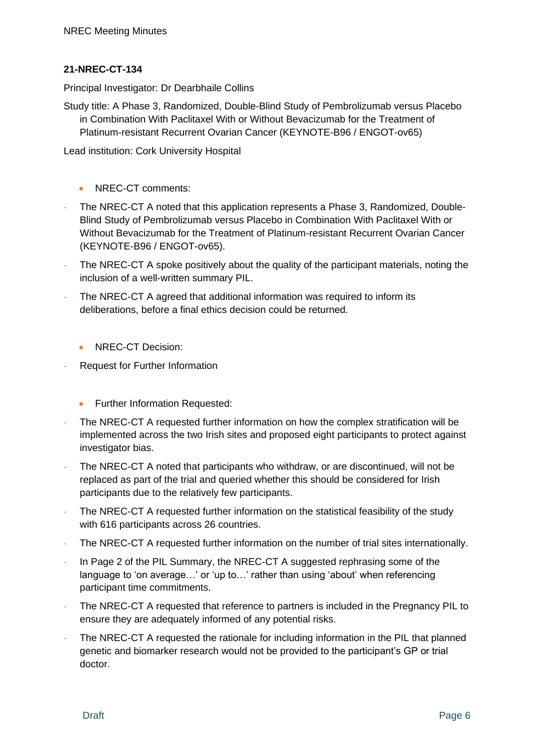**21-NREC-CT-134**

Principal Investigator: Dr Dearbhaile Collins

Study title: A Phase 3, Randomized, Double-Blind Study of Pembrolizumab versus Placebo in Combination With Paclitaxel With or Without Bevacizumab for the Treatment of Platinum-resistant Recurrent Ovarian Cancer (KEYNOTE-B96 / ENGOT-ov65)

Lead institution: Cork University Hospital

- NREC-CT comments:

- The NREC-CT A noted that this application represents a Phase 3, Randomized, Double-Blind Study of Pembrolizumab versus Placebo in Combination With Paclitaxel With or Without Bevacizumab for the Treatment of Platinum-resistant Recurrent Ovarian Cancer (KEYNOTE-B96 / ENGOT-ov65).
- The NREC-CT A spoke positively about the quality of the participant materials, noting the inclusion of a well-written summary PIL.
- The NREC-CT A agreed that additional information was required to inform its deliberations, before a final ethics decision could be returned.

- NREC-CT Decision:

- Request for Further Information

- Further Information Requested:

- The NREC-CT A requested further information on how the complex stratification will be implemented across the two Irish sites and proposed eight participants to protect against investigator bias.
- The NREC-CT A noted that participants who withdraw, or are discontinued, will not be replaced as part of the trial and queried whether this should be considered for Irish participants due to the relatively few participants.
- The NREC-CT A requested further information on the statistical feasibility of the study with 616 participants across 26 countries.
- The NREC-CT A requested further information on the number of trial sites internationally.
- In Page 2 of the PIL Summary, the NREC-CT A suggested rephrasing some of the language to 'on average…' or 'up to…' rather than using 'about' when referencing participant time commitments.
- The NREC-CT A requested that reference to partners is included in the Pregnancy PIL to ensure they are adequately informed of any potential risks.
- The NREC-CT A requested the rationale for including information in the PIL that planned genetic and biomarker research would not be provided to the participant's GP or trial doctor.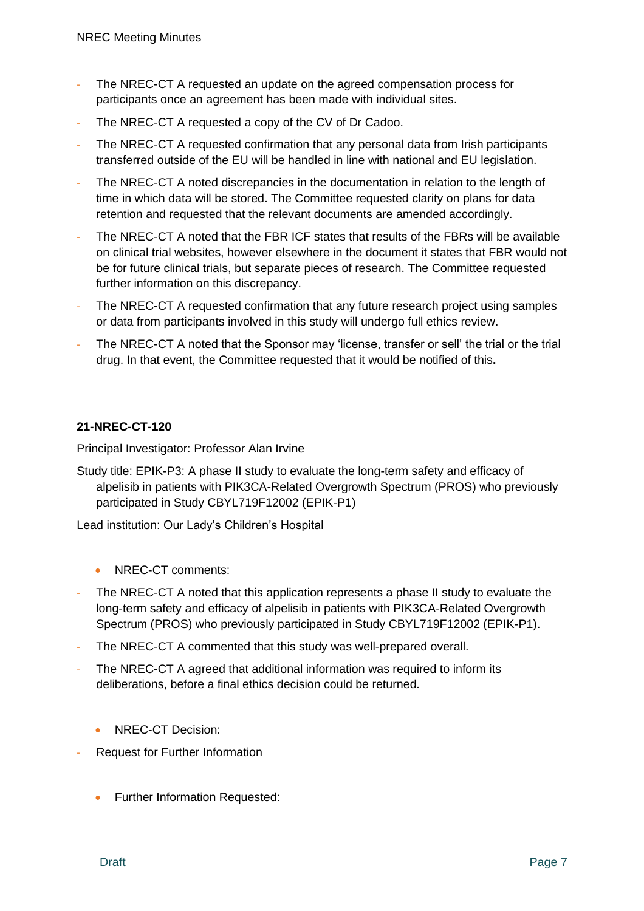- The NREC-CT A requested an update on the agreed compensation process for participants once an agreement has been made with individual sites.
- The NREC-CT A requested a copy of the CV of Dr Cadoo.
- The NREC-CT A requested confirmation that any personal data from Irish participants transferred outside of the EU will be handled in line with national and EU legislation.
- The NREC-CT A noted discrepancies in the documentation in relation to the length of time in which data will be stored. The Committee requested clarity on plans for data retention and requested that the relevant documents are amended accordingly.
- The NREC-CT A noted that the FBR ICF states that results of the FBRs will be available on clinical trial websites, however elsewhere in the document it states that FBR would not be for future clinical trials, but separate pieces of research. The Committee requested further information on this discrepancy.
- The NREC-CT A requested confirmation that any future research project using samples or data from participants involved in this study will undergo full ethics review.
- The NREC-CT A noted that the Sponsor may 'license, transfer or sell' the trial or the trial drug. In that event, the Committee requested that it would be notified of this.

**21-NREC-CT-120**

Principal Investigator: Professor Alan Irvine

Study title: EPIK-P3: A phase II study to evaluate the long-term safety and efficacy of alpelisib in patients with PIK3CA-Related Overgrowth Spectrum (PROS) who previously participated in Study CBYL719F12002 (EPIK-P1)

Lead institution: Our Lady's Children's Hospital

- NREC-CT comments:

- The NREC-CT A noted that this application represents a phase II study to evaluate the long-term safety and efficacy of alpelisib in patients with PIK3CA-Related Overgrowth Spectrum (PROS) who previously participated in Study CBYL719F12002 (EPIK-P1).
- The NREC-CT A commented that this study was well-prepared overall.
- The NREC-CT A agreed that additional information was required to inform its deliberations, before a final ethics decision could be returned.

- NREC-CT Decision:

- Request for Further Information

- Further Information Requested: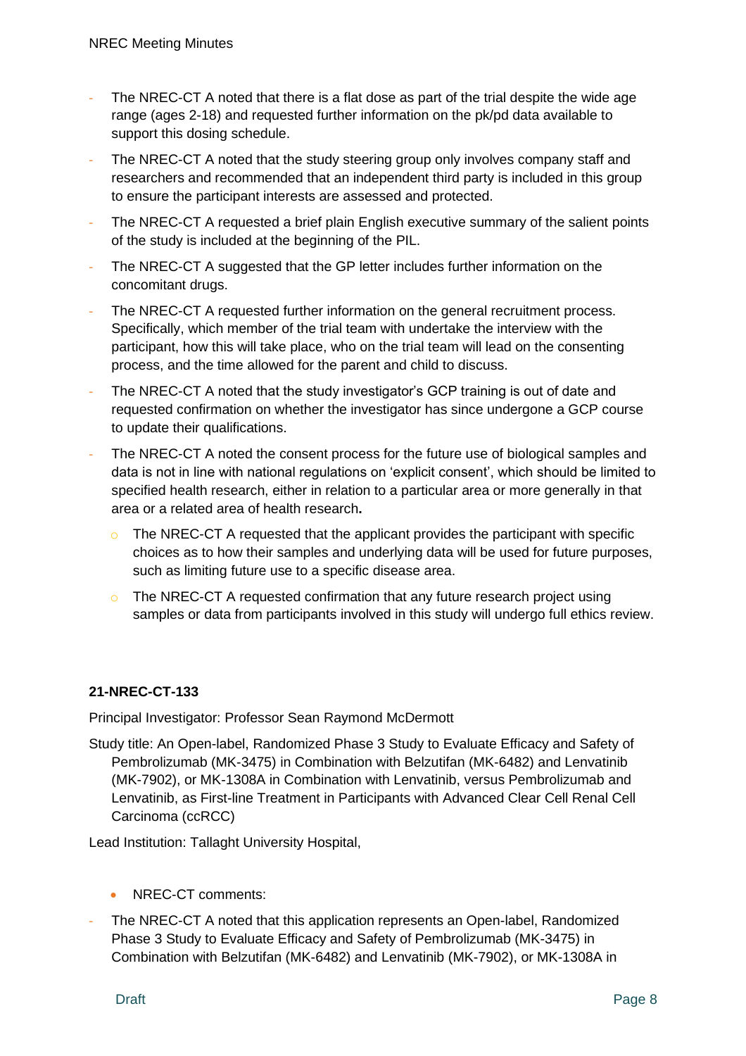- The NREC-CT A noted that there is a flat dose as part of the trial despite the wide age range (ages 2-18) and requested further information on the pk/pd data available to support this dosing schedule.
- The NREC-CT A noted that the study steering group only involves company staff and researchers and recommended that an independent third party is included in this group to ensure the participant interests are assessed and protected.
- The NREC-CT A requested a brief plain English executive summary of the salient points of the study is included at the beginning of the PIL.
- The NREC-CT A suggested that the GP letter includes further information on the concomitant drugs.
- The NREC-CT A requested further information on the general recruitment process. Specifically, which member of the trial team with undertake the interview with the participant, how this will take place, who on the trial team will lead on the consenting process, and the time allowed for the parent and child to discuss.
- The NREC-CT A noted that the study investigator's GCP training is out of date and requested confirmation on whether the investigator has since undergone a GCP course to update their qualifications.
- The NREC-CT A noted the consent process for the future use of biological samples and data is not in line with national regulations on 'explicit consent', which should be limited to specified health research, either in relation to a particular area or more generally in that area or a related area of health research**.**
    - The NREC-CT A requested that the applicant provides the participant with specific choices as to how their samples and underlying data will be used for future purposes, such as limiting future use to a specific disease area.
    - The NREC-CT A requested confirmation that any future research project using samples or data from participants involved in this study will undergo full ethics review.

**21-NREC-CT-133**

Principal Investigator: Professor Sean Raymond McDermott

Study title: An Open-label, Randomized Phase 3 Study to Evaluate Efficacy and Safety of Pembrolizumab (MK-3475) in Combination with Belzutifan (MK-6482) and Lenvatinib (MK-7902), or MK-1308A in Combination with Lenvatinib, versus Pembrolizumab and Lenvatinib, as First-line Treatment in Participants with Advanced Clear Cell Renal Cell Carcinoma (ccRCC)

Lead Institution: Tallaght University Hospital,

- NREC-CT comments:

- The NREC-CT A noted that this application represents an Open-label, Randomized Phase 3 Study to Evaluate Efficacy and Safety of Pembrolizumab (MK-3475) in Combination with Belzutifan (MK-6482) and Lenvatinib (MK-7902), or MK-1308A in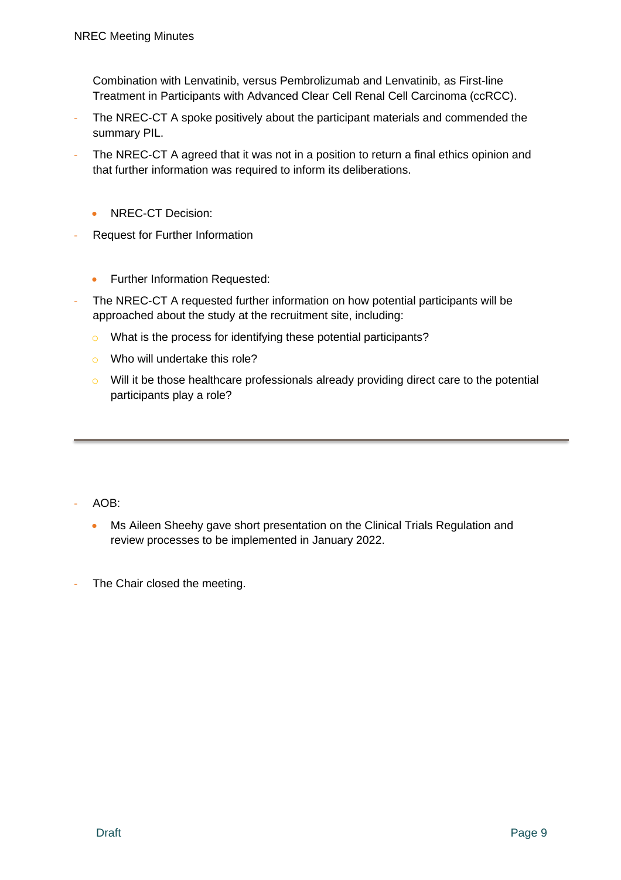Combination with Lenvatinib, versus Pembrolizumab and Lenvatinib, as First-line Treatment in Participants with Advanced Clear Cell Renal Cell Carcinoma (ccRCC).

- The NREC-CT A spoke positively about the participant materials and commended the summary PIL.
- The NREC-CT A agreed that it was not in a position to return a final ethics opinion and that further information was required to inform its deliberations.

  - NREC-CT Decision:

- Request for Further Information

  - Further Information Requested:

- The NREC-CT A requested further information on how potential participants will be approached about the study at the recruitment site, including:
  - What is the process for identifying these potential participants?
  - Who will undertake this role?
  - Will it be those healthcare professionals already providing direct care to the potential participants play a role?

---

- AOB:
  - Ms Aileen Sheehy gave short presentation on the Clinical Trials Regulation and review processes to be implemented in January 2022.

- The Chair closed the meeting.